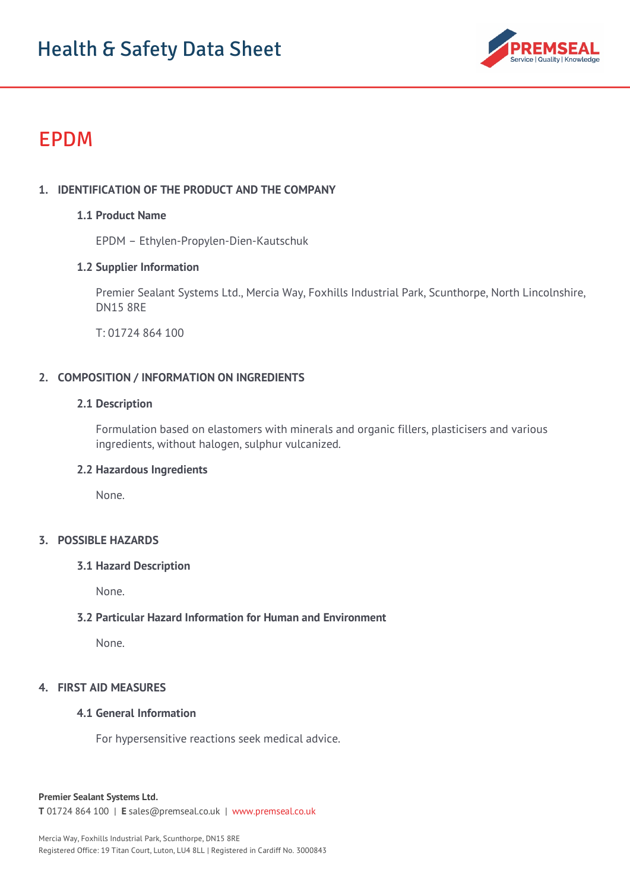# Health & Safety Data Sheet

# EPDM

## 1. IDENTIFICATION OF THE PRODUCT AND THE COMPANY

### 1.1 Product Name

EPDM – Ethylen-Propylen-Dien-Kautschuk

### 1.2 Supplier Information

Premier Sealant Systems Ltd., Mercia Way, Foxhills Industrial Park, Scunthorpe, North Lincolnshire, DN15 8RE

T: 01724 864 100

## 2. COMPOSITION / INFORMATION ON INGREDIENTS

### 2.1 Description

Formulation based on elastomers with minerals and organic fillers, plasticisers and various ingredients, without halogen, sulphur vulcanized.

### 2.2 Hazardous Ingredients

None.

## 3. POSSIBLE HAZARDS

### 3.1 Hazard Description

None.

### 3.2 Particular Hazard Information for Human and Environment

None.

## 4. FIRST AID MEASURES

### 4.1 General Information

For hypersensitive reactions seek medical advice.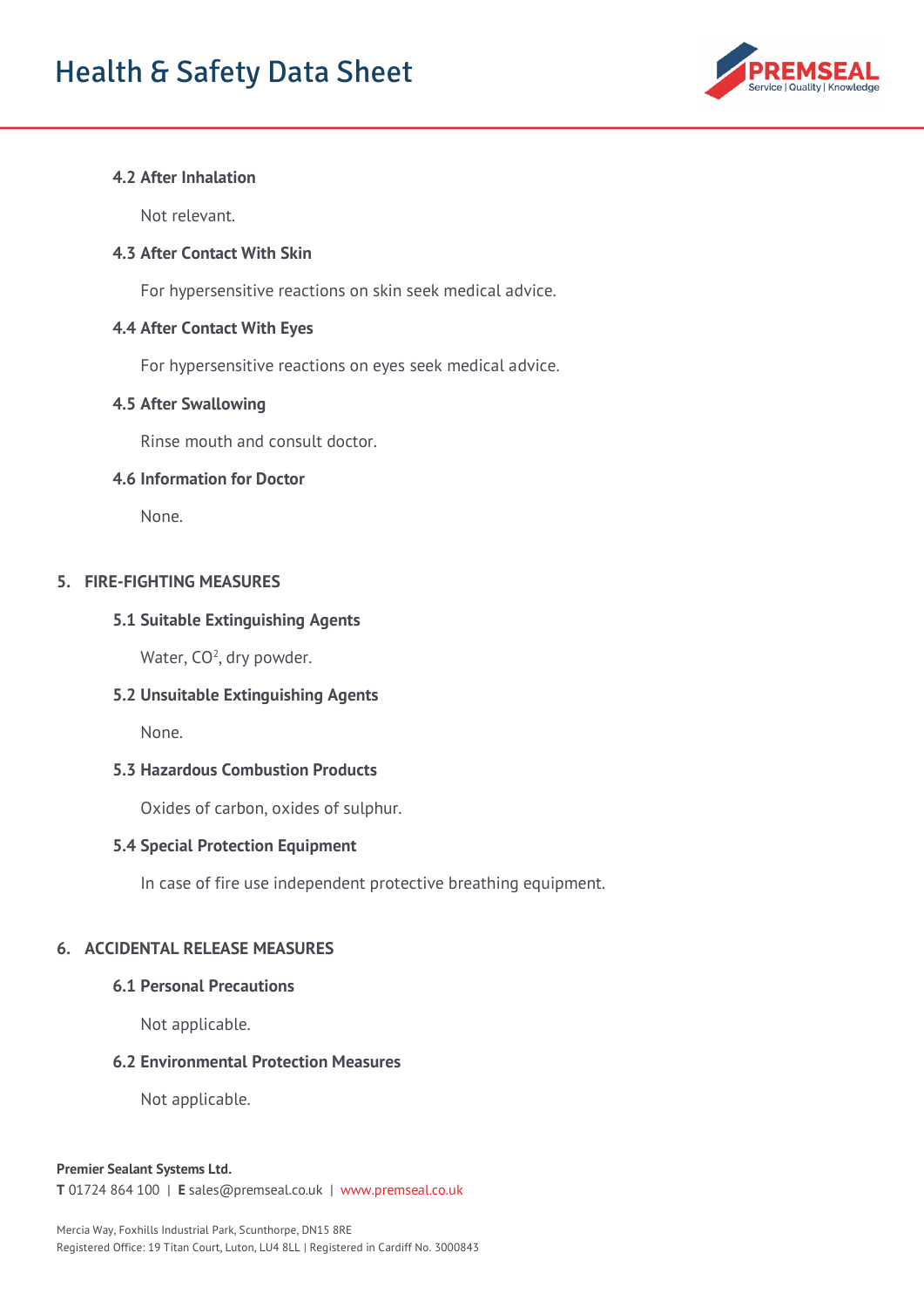### 4.2 After Inhalation

Not relevant.

### 4.3 After Contact With Skin

For hypersensitive reactions on skin seek medical advice.

### 4.4 After Contact With Eyes

For hypersensitive reactions on eyes seek medical advice.

### 4.5 After Swallowing

Rinse mouth and consult doctor.

### 4.6 Information for Doctor

None.

## 5. FIRE-FIGHTING MEASURES

### 5.1 Suitable Extinguishing Agents

Water, $CO^2$, dry powder.

### 5.2 Unsuitable Extinguishing Agents

None.

### 5.3 Hazardous Combustion Products

Oxides of carbon, oxides of sulphur.

### 5.4 Special Protection Equipment

In case of fire use independent protective breathing equipment.

## 6. ACCIDENTAL RELEASE MEASURES

### 6.1 Personal Precautions

Not applicable.

### 6.2 Environmental Protection Measures

Not applicable.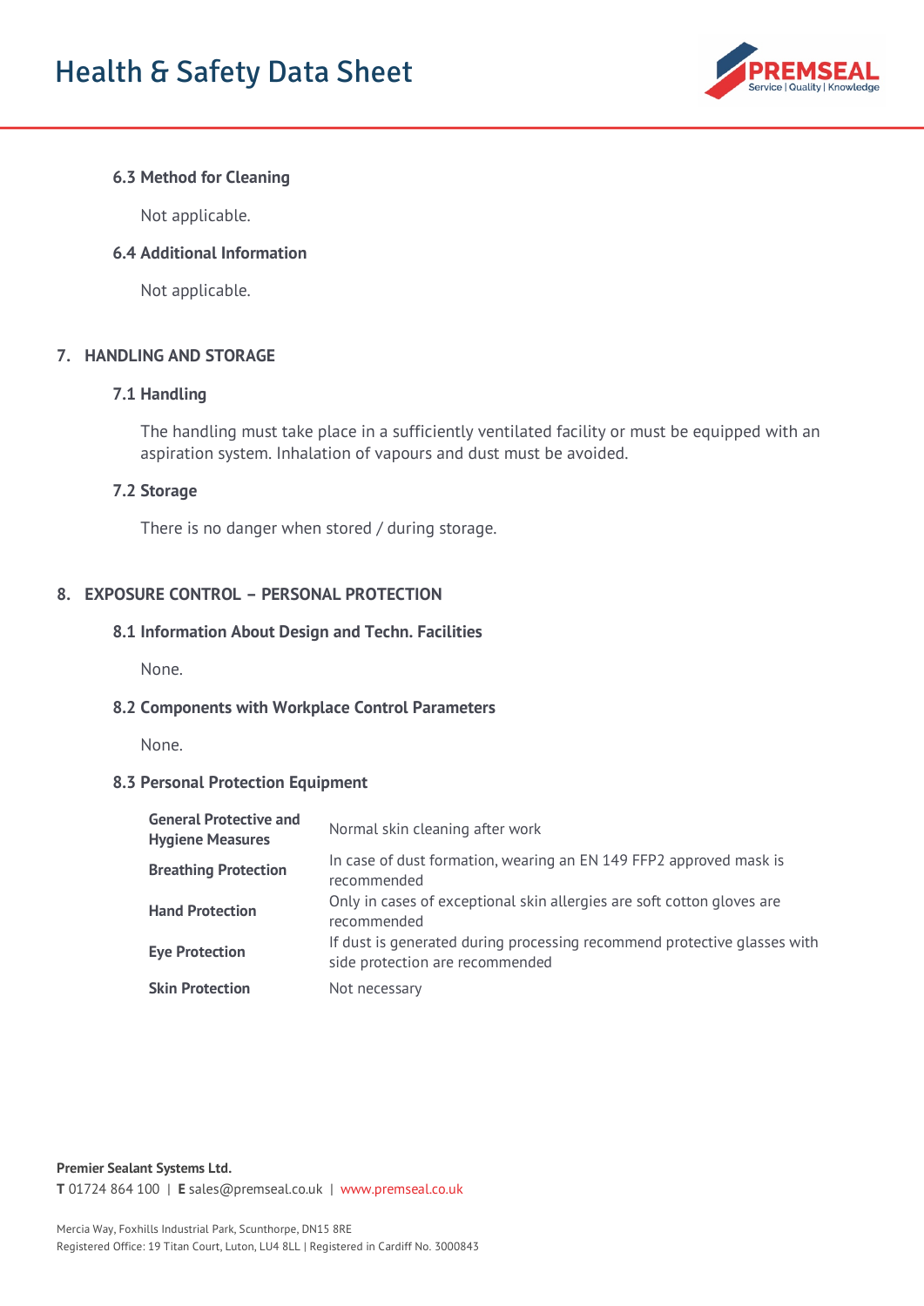### 6.3 Method for Cleaning

Not applicable.

### 6.4 Additional Information

Not applicable.

## 7. HANDLING AND STORAGE

### 7.1 Handling

The handling must take place in a sufficiently ventilated facility or must be equipped with an aspiration system. Inhalation of vapours and dust must be avoided.

### 7.2 Storage

There is no danger when stored / during storage.

## 8. EXPOSURE CONTROL – PERSONAL PROTECTION

### 8.1 Information About Design and Techn. Facilities

None.

### 8.2 Components with Workplace Control Parameters

None.

### 8.3 Personal Protection Equipment

| | |
|---|---|
| **General Protective and Hygiene Measures** | Normal skin cleaning after work |
| **Breathing Protection** | In case of dust formation, wearing an EN 149 FFP2 approved mask is recommended |
| **Hand Protection** | Only in cases of exceptional skin allergies are soft cotton gloves are recommended |
| **Eye Protection** | If dust is generated during processing recommend protective glasses with side protection are recommended |
| **Skin Protection** | Not necessary |

**Premier Sealant Systems Ltd.**
**T** 01724 864 100 | **E** sales@premseal.co.uk | www.premseal.co.uk

Mercia Way, Foxhills Industrial Park, Scunthorpe, DN15 8RE
Registered Office: 19 Titan Court, Luton, LU4 8LL | Registered in Cardiff No. 3000843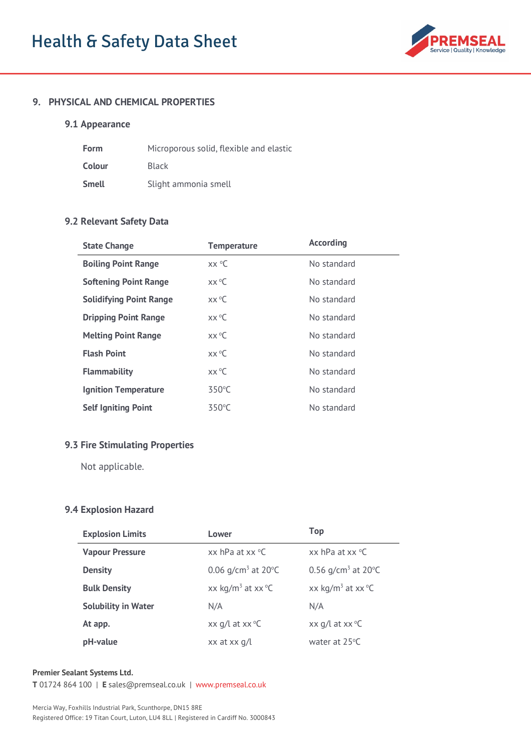## 9. PHYSICAL AND CHEMICAL PROPERTIES

### 9.1 Appearance

| | |
|---|---|
| **Form** | Microporous solid, flexible and elastic |
| **Colour** | Black |
| **Smell** | Slight ammonia smell |

### 9.2 Relevant Safety Data

| State Change | Temperature | According |
|---|---|---|
| **Boiling Point Range** | xx °C | No standard |
| **Softening Point Range** | xx °C | No standard |
| **Solidifying Point Range** | xx °C | No standard |
| **Dripping Point Range** | xx °C | No standard |
| **Melting Point Range** | xx °C | No standard |
| **Flash Point** | xx °C | No standard |
| **Flammability** | xx °C | No standard |
| **Ignition Temperature** | 350°C | No standard |
| **Self Igniting Point** | 350°C | No standard |

### 9.3 Fire Stimulating Properties

Not applicable.

### 9.4 Explosion Hazard

| Explosion Limits | Lower | Top |
|---|---|---|
| **Vapour Pressure** | xx hPa at xx °C | xx hPa at xx °C |
| **Density** | 0.06 g/cm$^3$ at 20°C | 0.56 g/cm$^3$ at 20°C |
| **Bulk Density** | xx kg/m$^3$ at xx °C | xx kg/m$^3$ at xx °C |
| **Solubility in Water** | N/A | N/A |
| **At app.** | xx g/l at xx °C | xx g/l at xx °C |
| **pH-value** | xx at xx g/l | water at 25°C |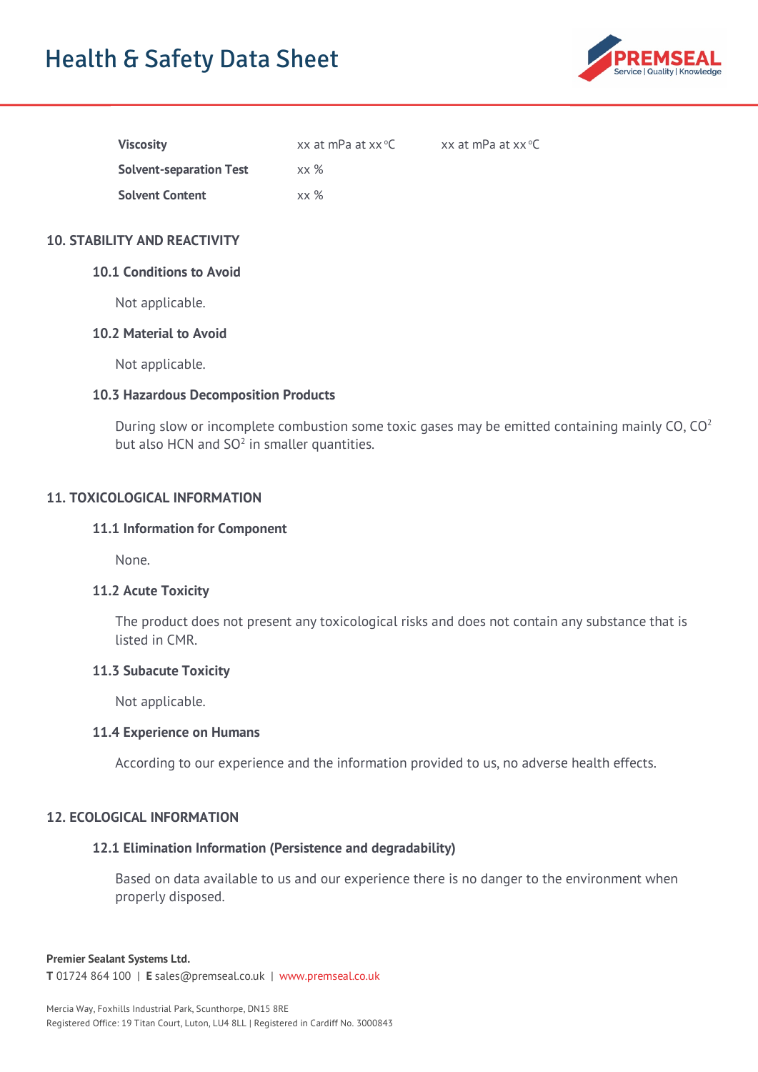| | | |
|---|---|---|
| **Viscosity** | xx at mPa at xx °C | xx at mPa at xx °C |
| **Solvent-separation Test** | xx % | |
| **Solvent Content** | xx % | |

## 10. STABILITY AND REACTIVITY

### 10.1 Conditions to Avoid

Not applicable.

### 10.2 Material to Avoid

Not applicable.

### 10.3 Hazardous Decomposition Products

During slow or incomplete combustion some toxic gases may be emitted containing mainly CO, $CO^2$ but also HCN and $SO^2$ in smaller quantities.

## 11. TOXICOLOGICAL INFORMATION

### 11.1 Information for Component

None.

### 11.2 Acute Toxicity

The product does not present any toxicological risks and does not contain any substance that is listed in CMR.

### 11.3 Subacute Toxicity

Not applicable.

### 11.4 Experience on Humans

According to our experience and the information provided to us, no adverse health effects.

## 12. ECOLOGICAL INFORMATION

### 12.1 Elimination Information (Persistence and degradability)

Based on data available to us and our experience there is no danger to the environment when properly disposed.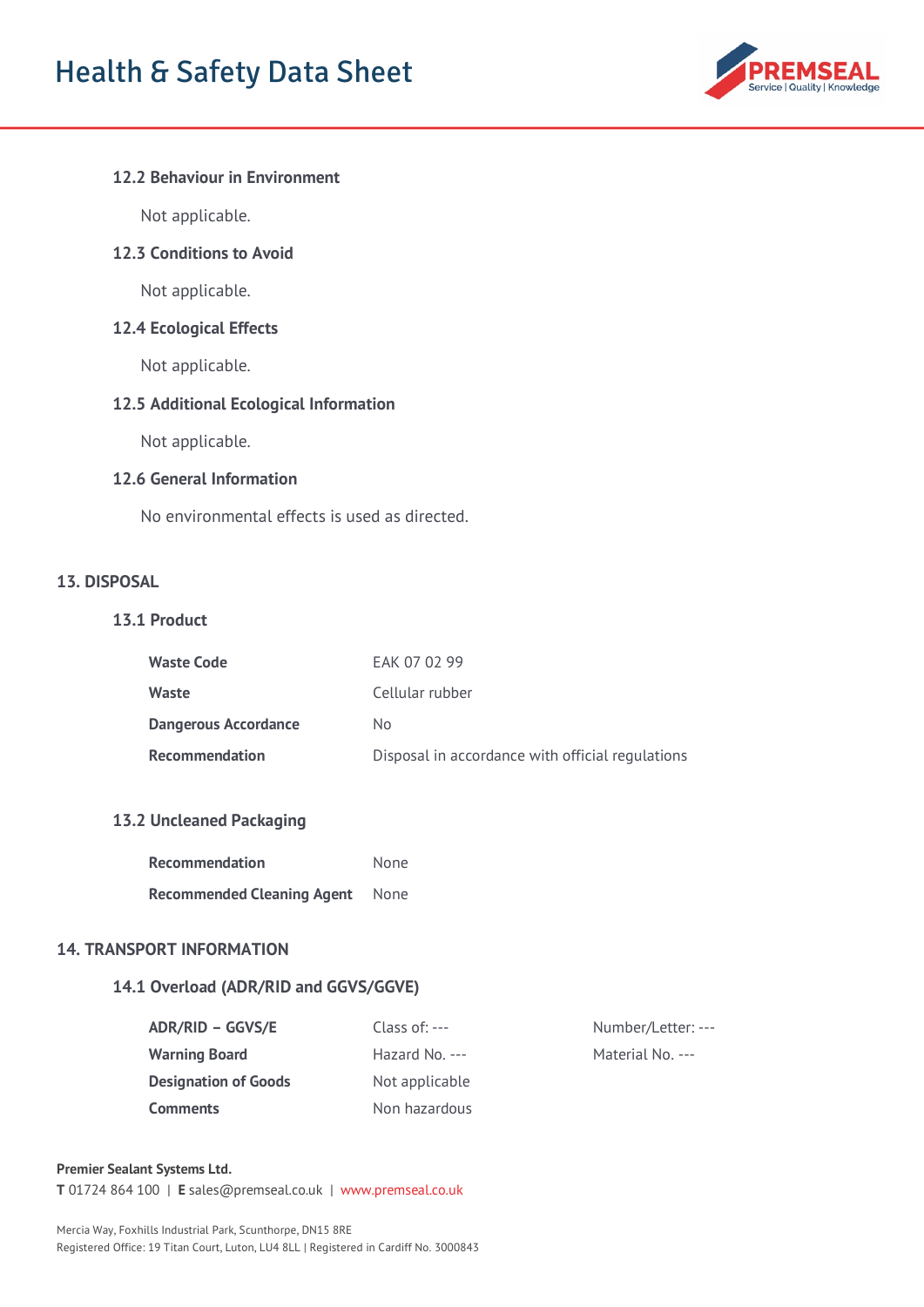### 12.2 Behaviour in Environment

Not applicable.

### 12.3 Conditions to Avoid

Not applicable.

### 12.4 Ecological Effects

Not applicable.

### 12.5 Additional Ecological Information

Not applicable.

### 12.6 General Information

No environmental effects is used as directed.

## 13. DISPOSAL

### 13.1 Product

| | |
|---|---|
| **Waste Code** | EAK 07 02 99 |
| **Waste** | Cellular rubber |
| **Dangerous Accordance** | No |
| **Recommendation** | Disposal in accordance with official regulations |

### 13.2 Uncleaned Packaging

| | |
|---|---|
| **Recommendation** | None |
| **Recommended Cleaning Agent** | None |

## 14. TRANSPORT INFORMATION

### 14.1 Overload (ADR/RID and GGVS/GGVE)

| | | |
|---|---|---|
| **ADR/RID – GGVS/E** | Class of: --- | Number/Letter: --- |
| **Warning Board** | Hazard No. --- | Material No. --- |
| **Designation of Goods** | Not applicable | |
| **Comments** | Non hazardous | |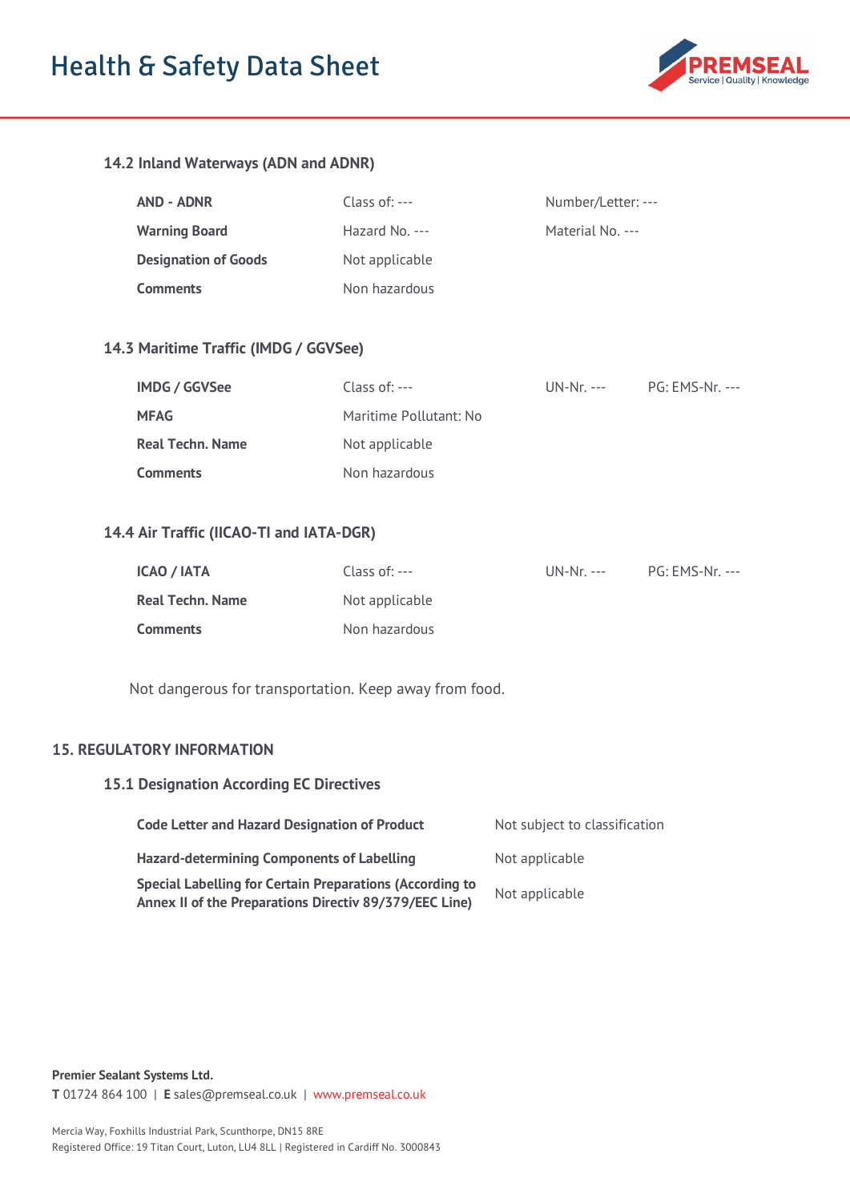### 14.2 Inland Waterways (ADN and ADNR)

| | | | |
|---|---|---|---|
| **AND - ADNR** | Class of: --- | Number/Letter: --- | |
| **Warning Board** | Hazard No. --- | Material No. --- | |
| **Designation of Goods** | Not applicable | | |
| **Comments** | Non hazardous | | |

### 14.3 Maritime Traffic (IMDG / GGVSee)

| | | | |
|---|---|---|---|
| **IMDG / GGVSee** | Class of: --- | UN-Nr. --- | PG: EMS-Nr. --- |
| **MFAG** | Maritime Pollutant: No | | |
| **Real Techn. Name** | Not applicable | | |
| **Comments** | Non hazardous | | |

### 14.4 Air Traffic (IICAO-TI and IATA-DGR)

| | | | |
|---|---|---|---|
| **ICAO / IATA** | Class of: --- | UN-Nr. --- | PG: EMS-Nr. --- |
| **Real Techn. Name** | Not applicable | | |
| **Comments** | Non hazardous | | |

Not dangerous for transportation. Keep away from food.

## 15. REGULATORY INFORMATION

### 15.1 Designation According EC Directives

| | |
|---|---|
| **Code Letter and Hazard Designation of Product** | Not subject to classification |
| **Hazard-determining Components of Labelling** | Not applicable |
| **Special Labelling for Certain Preparations (According to Annex II of the Preparations Directiv 89/379/EEC Line)** | Not applicable |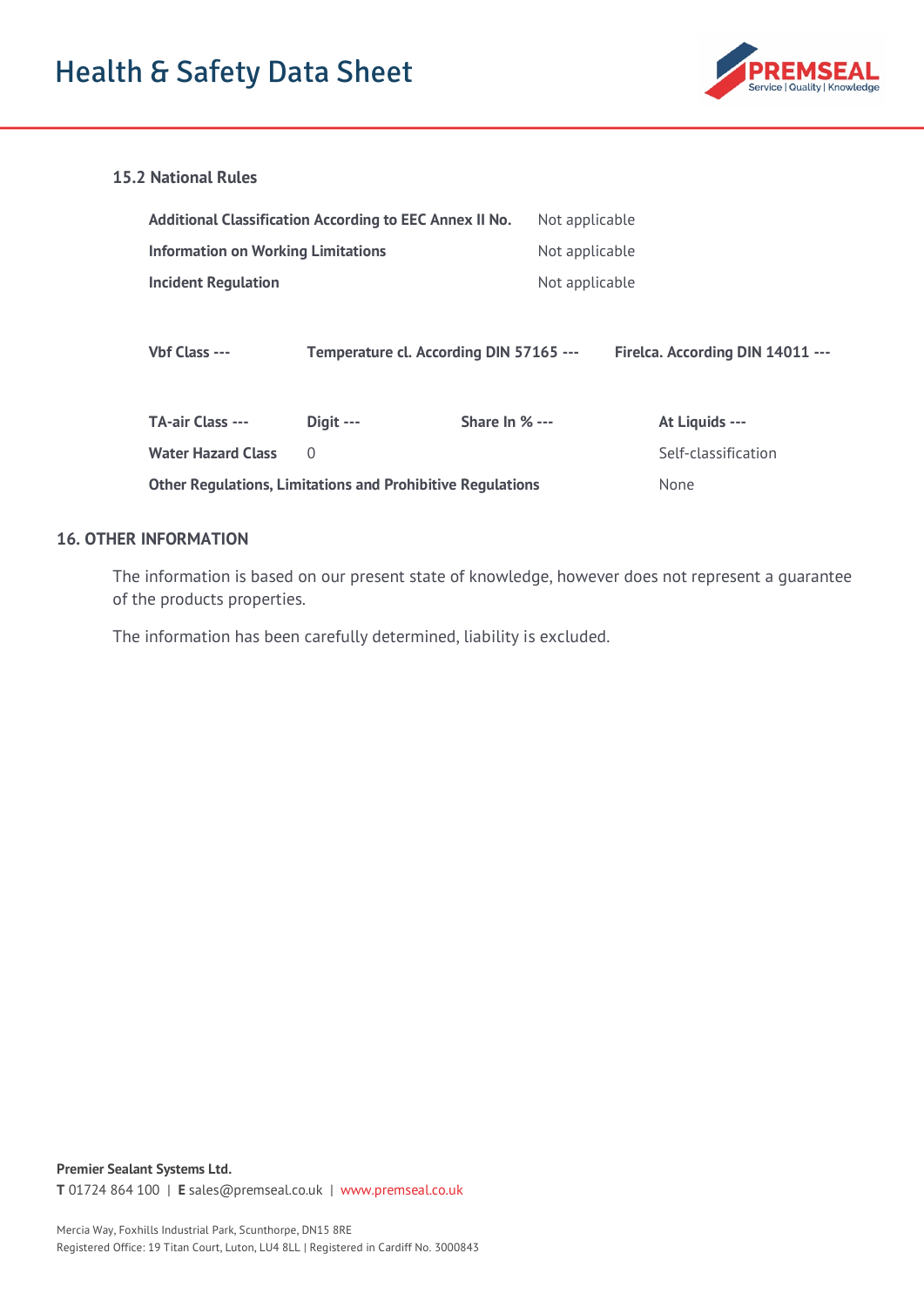### 15.2 National Rules

| | |
|---|---|
| **Additional Classification According to EEC Annex II No.** | Not applicable |
| **Information on Working Limitations** | Not applicable |
| **Incident Regulation** | Not applicable |

**Vbf Class ---** **Temperature cl. According DIN 57165 ---** **Firelca. According DIN 14011 ---**

| | | | |
|---|---|---|---|
| **TA-air Class ---** | **Digit ---** | **Share In % ---** | **At Liquids ---** |
| **Water Hazard Class** | 0 | | Self-classification |
| **Other Regulations, Limitations and Prohibitive Regulations** | | | None |

## 16. OTHER INFORMATION

The information is based on our present state of knowledge, however does not represent a guarantee of the products properties.

The information has been carefully determined, liability is excluded.

**Premier Sealant Systems Ltd.**
**T** 01724 864 100 | **E** sales@premseal.co.uk | www.premseal.co.uk

Mercia Way, Foxhills Industrial Park, Scunthorpe, DN15 8RE
Registered Office: 19 Titan Court, Luton, LU4 8LL | Registered in Cardiff No. 3000843